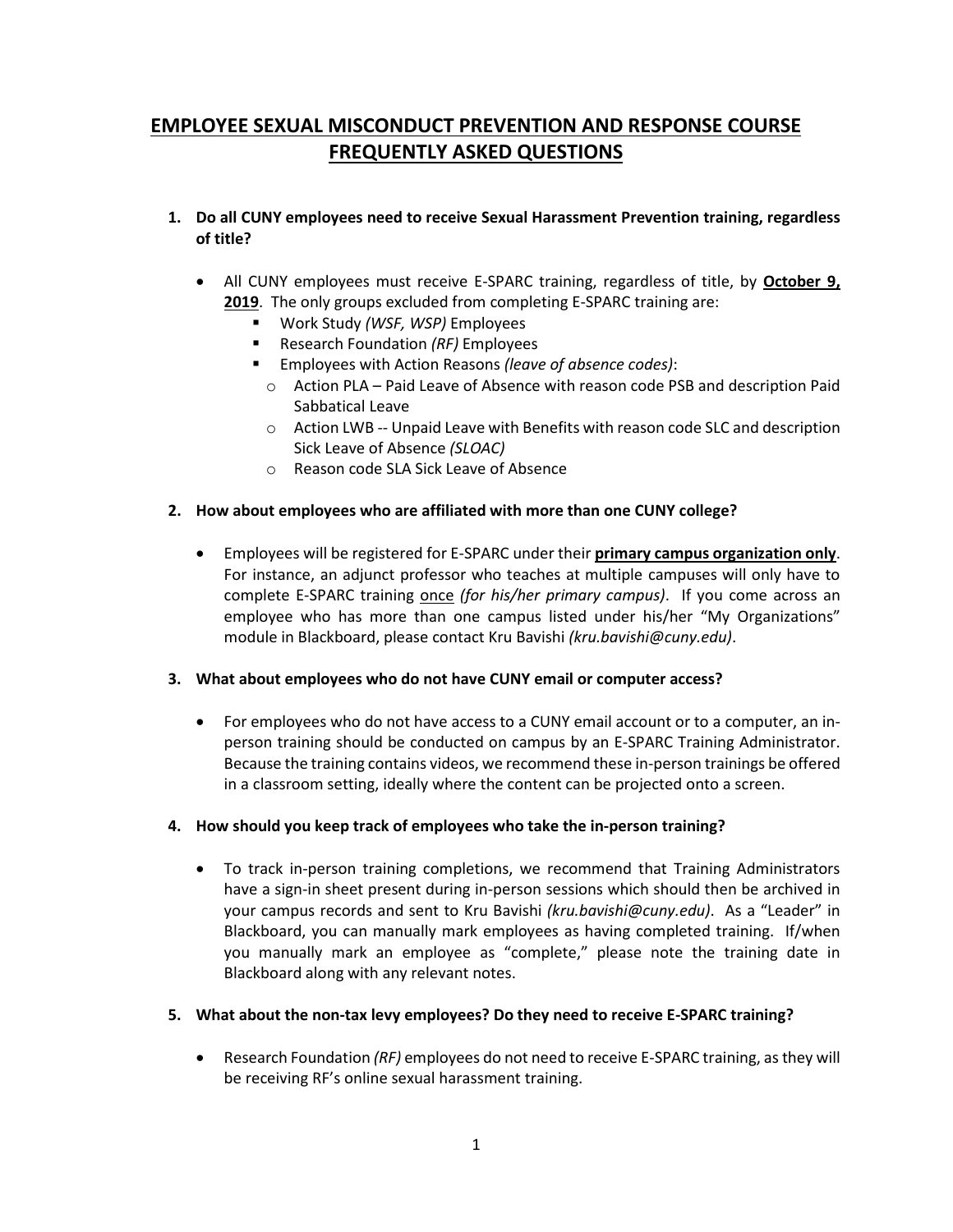# EMPLOYEE SEXUAL MISCONDUCT PREVENTION AND RESPONSE COURSE FREQUENTLY ASKED QUESTIONS

1. **Do all CUNY employees need to receive Sexual Harassment Prevention training, regardless of title?**

   - All CUNY employees must receive E-SPARC training, regardless of title, by **October 9, 2019**. The only groups excluded from completing E-SPARC training are:
     - Work Study *(WSF, WSP)* Employees
     - Research Foundation *(RF)* Employees
     - Employees with Action Reasons *(leave of absence codes)*:
       - Action PLA – Paid Leave of Absence with reason code PSB and description Paid Sabbatical Leave
       - Action LWB -- Unpaid Leave with Benefits with reason code SLC and description Sick Leave of Absence *(SLOAC)*
       - Reason code SLA Sick Leave of Absence

2. **How about employees who are affiliated with more than one CUNY college?**

   - Employees will be registered for E-SPARC under their **primary campus organization only**. For instance, an adjunct professor who teaches at multiple campuses will only have to complete E-SPARC training once *(for his/her primary campus)*. If you come across an employee who has more than one campus listed under his/her "My Organizations" module in Blackboard, please contact Kru Bavishi *(kru.bavishi@cuny.edu)*.

3. **What about employees who do not have CUNY email or computer access?**

   - For employees who do not have access to a CUNY email account or to a computer, an in-person training should be conducted on campus by an E-SPARC Training Administrator. Because the training contains videos, we recommend these in-person trainings be offered in a classroom setting, ideally where the content can be projected onto a screen.

4. **How should you keep track of employees who take the in-person training?**

   - To track in-person training completions, we recommend that Training Administrators have a sign-in sheet present during in-person sessions which should then be archived in your campus records and sent to Kru Bavishi *(kru.bavishi@cuny.edu)*. As a "Leader" in Blackboard, you can manually mark employees as having completed training. If/when you manually mark an employee as "complete," please note the training date in Blackboard along with any relevant notes.

5. **What about the non-tax levy employees? Do they need to receive E-SPARC training?**

   - Research Foundation *(RF)* employees do not need to receive E-SPARC training, as they will be receiving RF's online sexual harassment training.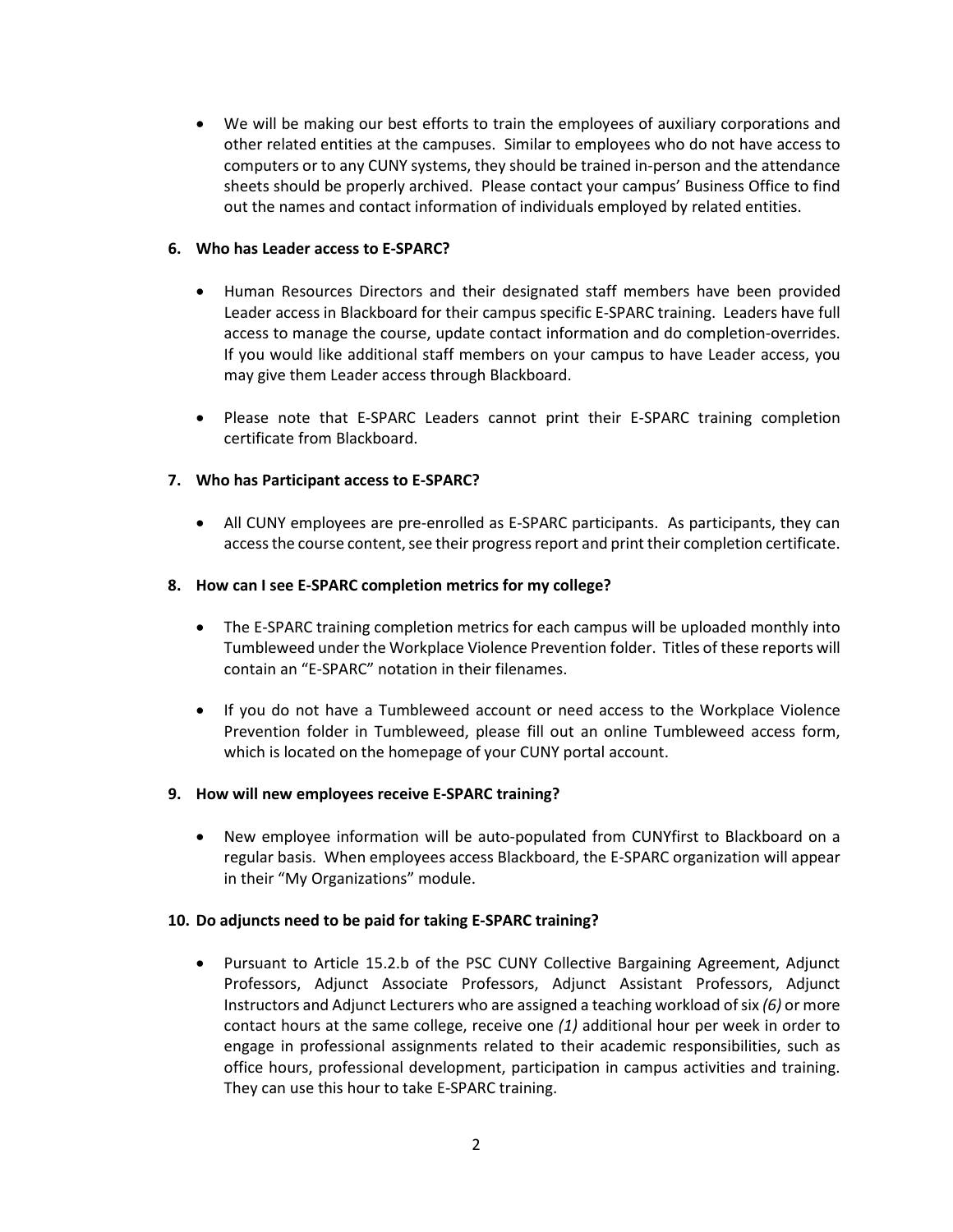- We will be making our best efforts to train the employees of auxiliary corporations and other related entities at the campuses. Similar to employees who do not have access to computers or to any CUNY systems, they should be trained in-person and the attendance sheets should be properly archived. Please contact your campus' Business Office to find out the names and contact information of individuals employed by related entities.

**6. Who has Leader access to E-SPARC?**

- Human Resources Directors and their designated staff members have been provided Leader access in Blackboard for their campus specific E-SPARC training. Leaders have full access to manage the course, update contact information and do completion-overrides. If you would like additional staff members on your campus to have Leader access, you may give them Leader access through Blackboard.

- Please note that E-SPARC Leaders cannot print their E-SPARC training completion certificate from Blackboard.

**7. Who has Participant access to E-SPARC?**

- All CUNY employees are pre-enrolled as E-SPARC participants. As participants, they can access the course content, see their progress report and print their completion certificate.

**8. How can I see E-SPARC completion metrics for my college?**

- The E-SPARC training completion metrics for each campus will be uploaded monthly into Tumbleweed under the Workplace Violence Prevention folder. Titles of these reports will contain an "E-SPARC" notation in their filenames.

- If you do not have a Tumbleweed account or need access to the Workplace Violence Prevention folder in Tumbleweed, please fill out an online Tumbleweed access form, which is located on the homepage of your CUNY portal account.

**9. How will new employees receive E-SPARC training?**

- New employee information will be auto-populated from CUNYfirst to Blackboard on a regular basis. When employees access Blackboard, the E-SPARC organization will appear in their "My Organizations" module.

**10. Do adjuncts need to be paid for taking E-SPARC training?**

- Pursuant to Article 15.2.b of the PSC CUNY Collective Bargaining Agreement, Adjunct Professors, Adjunct Associate Professors, Adjunct Assistant Professors, Adjunct Instructors and Adjunct Lecturers who are assigned a teaching workload of six *(6)* or more contact hours at the same college, receive one *(1)* additional hour per week in order to engage in professional assignments related to their academic responsibilities, such as office hours, professional development, participation in campus activities and training. They can use this hour to take E-SPARC training.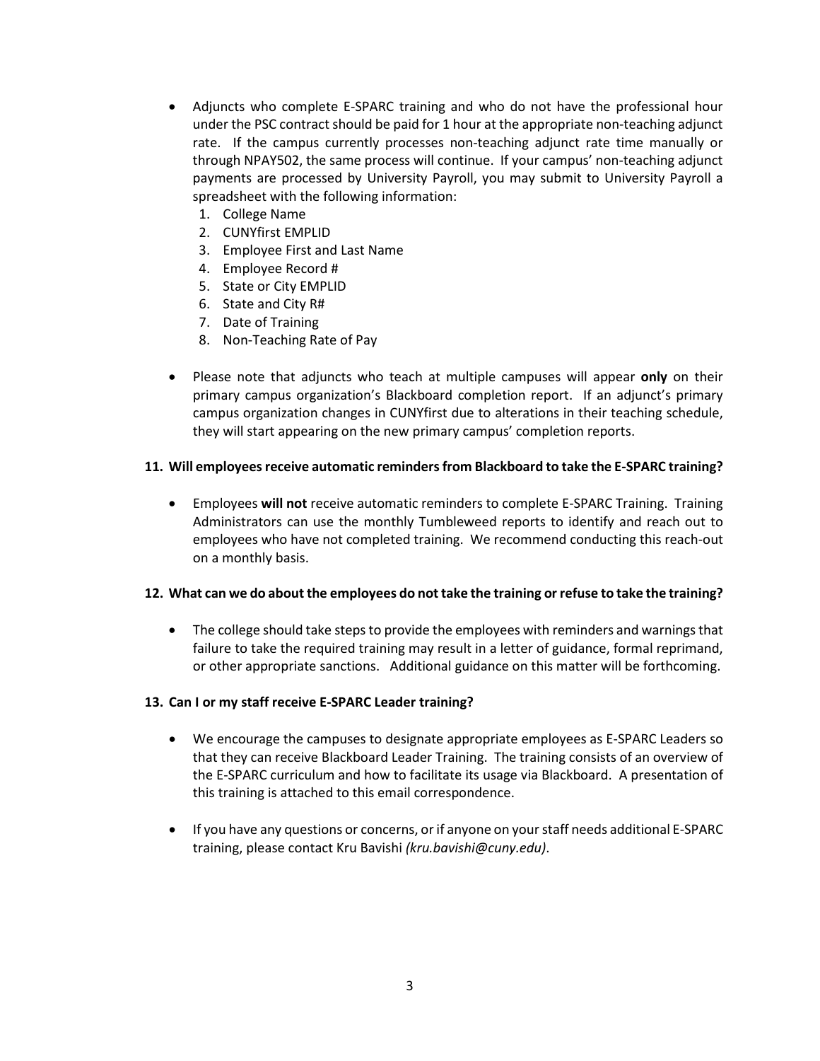- Adjuncts who complete E-SPARC training and who do not have the professional hour under the PSC contract should be paid for 1 hour at the appropriate non-teaching adjunct rate. If the campus currently processes non-teaching adjunct rate time manually or through NPAY502, the same process will continue. If your campus' non-teaching adjunct payments are processed by University Payroll, you may submit to University Payroll a spreadsheet with the following information:
  1. College Name
  2. CUNYfirst EMPLID
  3. Employee First and Last Name
  4. Employee Record #
  5. State or City EMPLID
  6. State and City R#
  7. Date of Training
  8. Non-Teaching Rate of Pay

- Please note that adjuncts who teach at multiple campuses will appear **only** on their primary campus organization's Blackboard completion report. If an adjunct's primary campus organization changes in CUNYfirst due to alterations in their teaching schedule, they will start appearing on the new primary campus' completion reports.

**11. Will employees receive automatic reminders from Blackboard to take the E-SPARC training?**

- Employees **will not** receive automatic reminders to complete E-SPARC Training. Training Administrators can use the monthly Tumbleweed reports to identify and reach out to employees who have not completed training. We recommend conducting this reach-out on a monthly basis.

**12. What can we do about the employees do not take the training or refuse to take the training?**

- The college should take steps to provide the employees with reminders and warnings that failure to take the required training may result in a letter of guidance, formal reprimand, or other appropriate sanctions. Additional guidance on this matter will be forthcoming.

**13. Can I or my staff receive E-SPARC Leader training?**

- We encourage the campuses to designate appropriate employees as E-SPARC Leaders so that they can receive Blackboard Leader Training. The training consists of an overview of the E-SPARC curriculum and how to facilitate its usage via Blackboard. A presentation of this training is attached to this email correspondence.

- If you have any questions or concerns, or if anyone on your staff needs additional E-SPARC training, please contact Kru Bavishi *(kru.bavishi@cuny.edu)*.